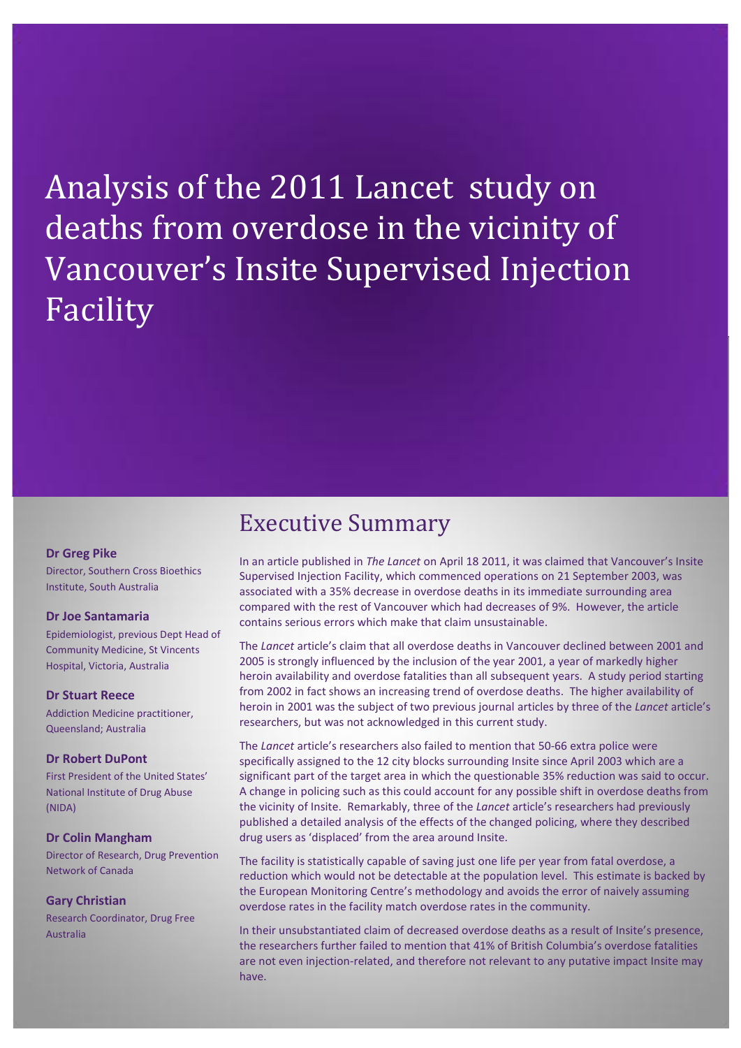# Analysis of the 2011 Lancet study on deaths from overdose in the vicinity of Vancouver's Insite Supervised Injection Facility

**Dr Greg Pike**
Director, Southern Cross Bioethics Institute, South Australia

**Dr Joe Santamaria**
Epidemiologist, previous Dept Head of Community Medicine, St Vincents Hospital, Victoria, Australia

**Dr Stuart Reece**
Addiction Medicine practitioner, Queensland; Australia

**Dr Robert DuPont**
First President of the United States' National Institute of Drug Abuse (NIDA)

**Dr Colin Mangham**
Director of Research, Drug Prevention Network of Canada

**Gary Christian**
Research Coordinator, Drug Free Australia

## Executive Summary

In an article published in *The Lancet* on April 18 2011, it was claimed that Vancouver's Insite Supervised Injection Facility, which commenced operations on 21 September 2003, was associated with a 35% decrease in overdose deaths in its immediate surrounding area compared with the rest of Vancouver which had decreases of 9%. However, the article contains serious errors which make that claim unsustainable.

The *Lancet* article's claim that all overdose deaths in Vancouver declined between 2001 and 2005 is strongly influenced by the inclusion of the year 2001, a year of markedly higher heroin availability and overdose fatalities than all subsequent years. A study period starting from 2002 in fact shows an increasing trend of overdose deaths. The higher availability of heroin in 2001 was the subject of two previous journal articles by three of the *Lancet* article's researchers, but was not acknowledged in this current study.

The *Lancet* article's researchers also failed to mention that 50-66 extra police were specifically assigned to the 12 city blocks surrounding Insite since April 2003 which are a significant part of the target area in which the questionable 35% reduction was said to occur. A change in policing such as this could account for any possible shift in overdose deaths from the vicinity of Insite. Remarkably, three of the *Lancet* article's researchers had previously published a detailed analysis of the effects of the changed policing, where they described drug users as 'displaced' from the area around Insite.

The facility is statistically capable of saving just one life per year from fatal overdose, a reduction which would not be detectable at the population level. This estimate is backed by the European Monitoring Centre's methodology and avoids the error of naively assuming overdose rates in the facility match overdose rates in the community.

In their unsubstantiated claim of decreased overdose deaths as a result of Insite's presence, the researchers further failed to mention that 41% of British Columbia's overdose fatalities are not even injection-related, and therefore not relevant to any putative impact Insite may have.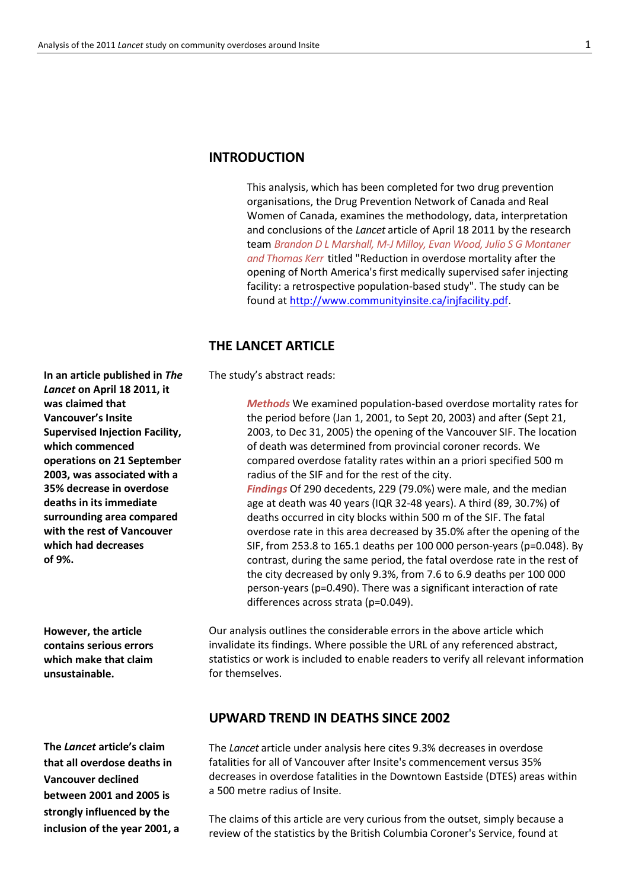## INTRODUCTION

This analysis, which has been completed for two drug prevention organisations, the Drug Prevention Network of Canada and Real Women of Canada, examines the methodology, data, interpretation and conclusions of the *Lancet* article of April 18 2011 by the research team *Brandon D L Marshall, M-J Milloy, Evan Wood, Julio S G Montaner and Thomas Kerr* titled "Reduction in overdose mortality after the opening of North America's first medically supervised safer injecting facility: a retrospective population-based study". The study can be found at http://www.communityinsite.ca/injfacility.pdf.

## THE LANCET ARTICLE

**In an article published in *The Lancet* on April 18 2011, it was claimed that Vancouver's Insite Supervised Injection Facility, which commenced operations on 21 September 2003, was associated with a 35% decrease in overdose deaths in its immediate surrounding area compared with the rest of Vancouver which had decreases of 9%.**

The study's abstract reads:

> ***Methods*** We examined population-based overdose mortality rates for the period before (Jan 1, 2001, to Sept 20, 2003) and after (Sept 21, 2003, to Dec 31, 2005) the opening of the Vancouver SIF. The location of death was determined from provincial coroner records. We compared overdose fatality rates within an a priori specified 500 m radius of the SIF and for the rest of the city.
> ***Findings*** Of 290 decedents, 229 (79.0%) were male, and the median age at death was 40 years (IQR 32-48 years). A third (89, 30.7%) of deaths occurred in city blocks within 500 m of the SIF. The fatal overdose rate in this area decreased by 35.0% after the opening of the SIF, from 253.8 to 165.1 deaths per 100 000 person-years ($p=0.048$). By contrast, during the same period, the fatal overdose rate in the rest of the city decreased by only 9.3%, from 7.6 to 6.9 deaths per 100 000 person-years ($p=0.490$). There was a significant interaction of rate differences across strata ($p=0.049$).

**However, the article contains serious errors which make that claim unsustainable.**

Our analysis outlines the considerable errors in the above article which invalidate its findings. Where possible the URL of any referenced abstract, statistics or work is included to enable readers to verify all relevant information for themselves.

## UPWARD TREND IN DEATHS SINCE 2002

**The *Lancet* article's claim that all overdose deaths in Vancouver declined between 2001 and 2005 is strongly influenced by the inclusion of the year 2001, a**

The *Lancet* article under analysis here cites 9.3% decreases in overdose fatalities for all of Vancouver after Insite's commencement versus 35% decreases in overdose fatalities in the Downtown Eastside (DTES) areas within a 500 metre radius of Insite.

The claims of this article are very curious from the outset, simply because a review of the statistics by the British Columbia Coroner's Service, found at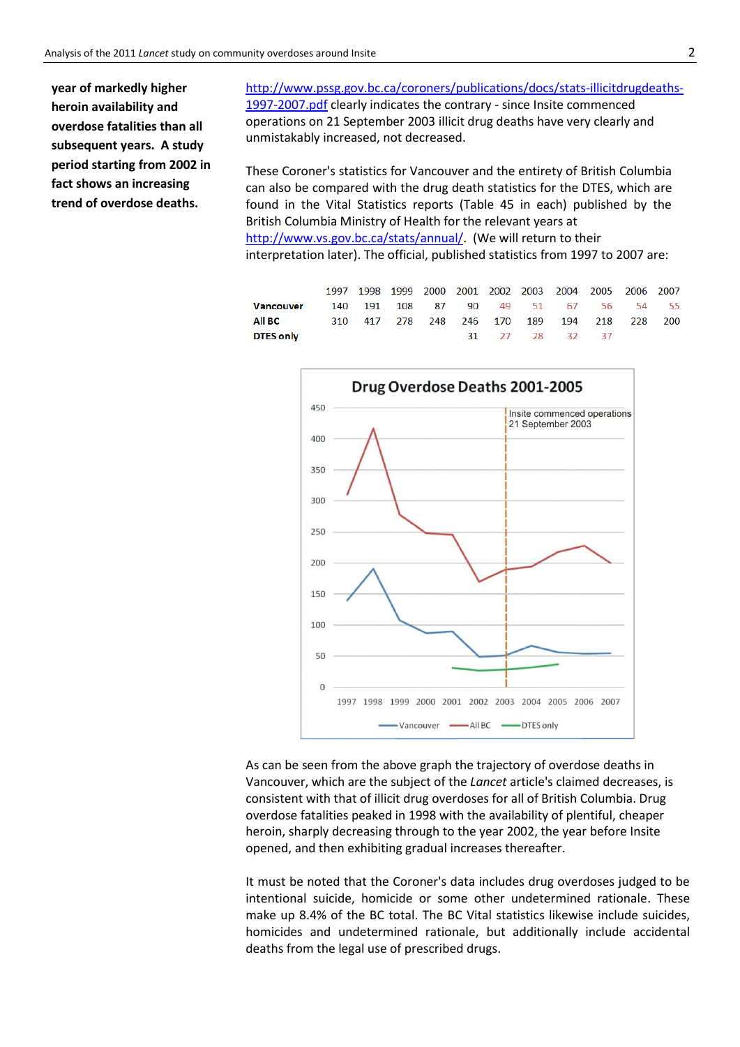**year of markedly higher heroin availability and overdose fatalities than all subsequent years. A study period starting from 2002 in fact shows an increasing trend of overdose deaths.**

http://www.pssg.gov.bc.ca/coroners/publications/docs/stats-illicitdrugdeaths-1997-2007.pdf clearly indicates the contrary - since Insite commenced operations on 21 September 2003 illicit drug deaths have very clearly and unmistakably increased, not decreased.

These Coroner's statistics for Vancouver and the entirety of British Columbia can also be compared with the drug death statistics for the DTES, which are found in the Vital Statistics reports (Table 45 in each) published by the British Columbia Ministry of Health for the relevant years at http://www.vs.gov.bc.ca/stats/annual/. (We will return to their interpretation later). The official, published statistics from 1997 to 2007 are:

| | 1997 | 1998 | 1999 | 2000 | 2001 | 2002 | 2003 | 2004 | 2005 | 2006 | 2007 |
|---|---|---|---|---|---|---|---|---|---|---|---|
| **Vancouver** | 140 | 191 | 108 | 87 | 90 | 49 | 51 | 67 | 56 | 54 | 55 |
| **All BC** | 310 | 417 | 278 | 248 | 246 | 170 | 189 | 194 | 218 | 228 | 200 |
| **DTES only** | | | | | 31 | 27 | 28 | 32 | 37 | | |

Drug Overdose Deaths 2001-2005

As can be seen from the above graph the trajectory of overdose deaths in Vancouver, which are the subject of the *Lancet* article's claimed decreases, is consistent with that of illicit drug overdoses for all of British Columbia. Drug overdose fatalities peaked in 1998 with the availability of plentiful, cheaper heroin, sharply decreasing through to the year 2002, the year before Insite opened, and then exhibiting gradual increases thereafter.

It must be noted that the Coroner's data includes drug overdoses judged to be intentional suicide, homicide or some other undetermined rationale. These make up 8.4% of the BC total. The BC Vital statistics likewise include suicides, homicides and undetermined rationale, but additionally include accidental deaths from the legal use of prescribed drugs.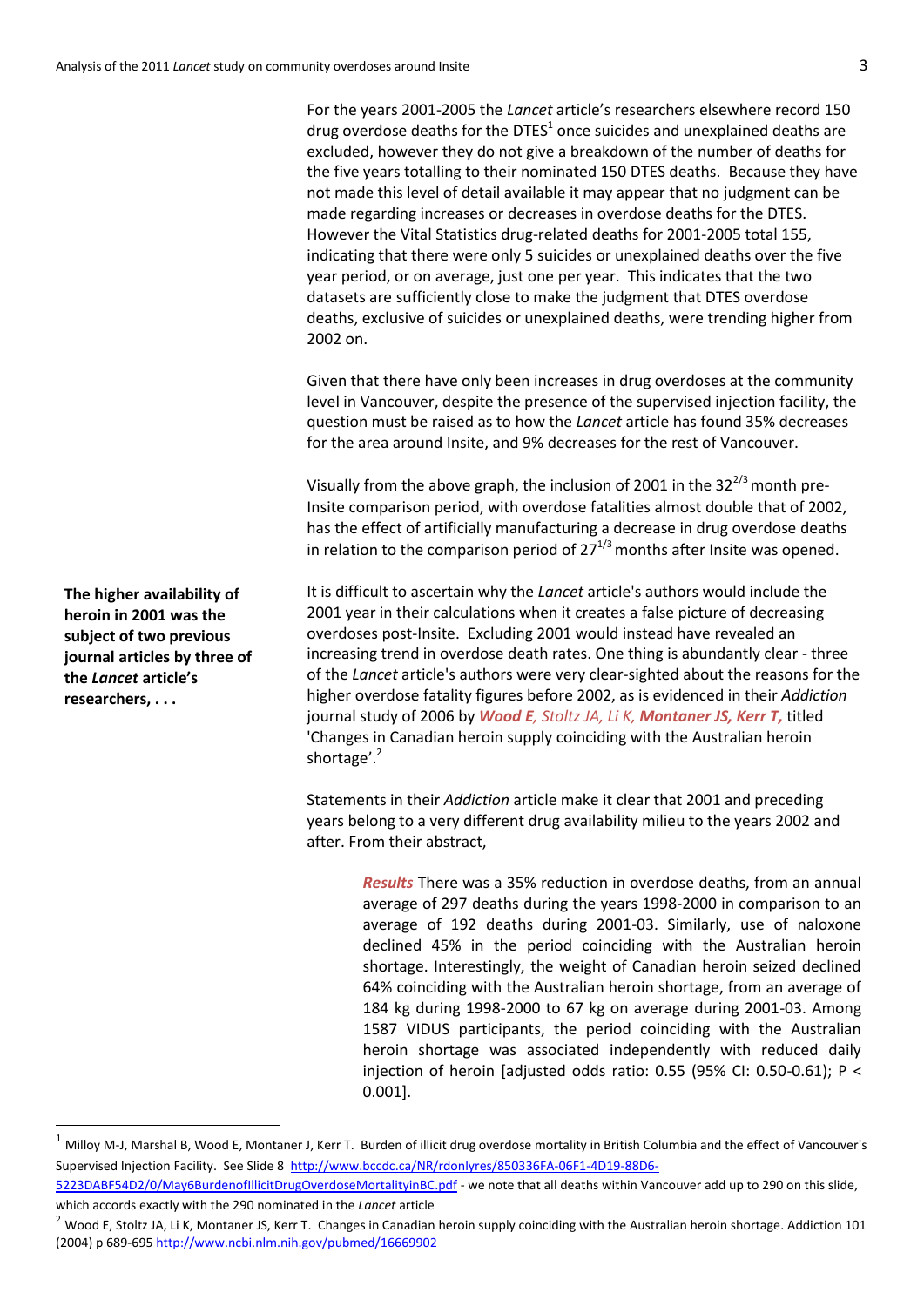For the years 2001-2005 the *Lancet* article's researchers elsewhere record 150 drug overdose deaths for the DTES[1] once suicides and unexplained deaths are excluded, however they do not give a breakdown of the number of deaths for the five years totalling to their nominated 150 DTES deaths. Because they have not made this level of detail available it may appear that no judgment can be made regarding increases or decreases in overdose deaths for the DTES. However the Vital Statistics drug-related deaths for 2001-2005 total 155, indicating that there were only 5 suicides or unexplained deaths over the five year period, or on average, just one per year. This indicates that the two datasets are sufficiently close to make the judgment that DTES overdose deaths, exclusive of suicides or unexplained deaths, were trending higher from 2002 on.

Given that there have only been increases in drug overdoses at the community level in Vancouver, despite the presence of the supervised injection facility, the question must be raised as to how the *Lancet* article has found 35% decreases for the area around Insite, and 9% decreases for the rest of Vancouver.

Visually from the above graph, the inclusion of 2001 in the $32^{2/3}$ month pre-Insite comparison period, with overdose fatalities almost double that of 2002, has the effect of artificially manufacturing a decrease in drug overdose deaths in relation to the comparison period of $27^{1/3}$ months after Insite was opened.

**The higher availability of heroin in 2001 was the subject of two previous journal articles by three of the *Lancet* article's researchers, . . .**

It is difficult to ascertain why the *Lancet* article's authors would include the 2001 year in their calculations when it creates a false picture of decreasing overdoses post-Insite. Excluding 2001 would instead have revealed an increasing trend in overdose death rates. One thing is abundantly clear - three of the *Lancet* article's authors were very clear-sighted about the reasons for the higher overdose fatality figures before 2002, as is evidenced in their *Addiction* journal study of 2006 by ***Wood E****, Stoltz JA, Li K,* ***Montaner JS, Kerr T,*** titled 'Changes in Canadian heroin supply coinciding with the Australian heroin shortage'.[2]

Statements in their *Addiction* article make it clear that 2001 and preceding years belong to a very different drug availability milieu to the years 2002 and after. From their abstract,

> ***Results*** There was a 35% reduction in overdose deaths, from an annual average of 297 deaths during the years 1998-2000 in comparison to an average of 192 deaths during 2001-03. Similarly, use of naloxone declined 45% in the period coinciding with the Australian heroin shortage. Interestingly, the weight of Canadian heroin seized declined 64% coinciding with the Australian heroin shortage, from an average of 184 kg during 1998-2000 to 67 kg on average during 2001-03. Among 1587 VIDUS participants, the period coinciding with the Australian heroin shortage was associated independently with reduced daily injection of heroin [adjusted odds ratio: 0.55 (95% CI: 0.50-0.61); P < 0.001].

---

[1] Milloy M-J, Marshal B, Wood E, Montaner J, Kerr T. Burden of illicit drug overdose mortality in British Columbia and the effect of Vancouver's Supervised Injection Facility. See Slide 8 http://www.bccdc.ca/NR/rdonlyres/850336FA-06F1-4D19-88D6-5223DABF54D2/0/May6BurdenofIllicitDrugOverdoseMortalityinBC.pdf - we note that all deaths within Vancouver add up to 290 on this slide, which accords exactly with the 290 nominated in the *Lancet* article

[2] Wood E, Stoltz JA, Li K, Montaner JS, Kerr T. Changes in Canadian heroin supply coinciding with the Australian heroin shortage. Addiction 101 (2004) p 689-695 http://www.ncbi.nlm.nih.gov/pubmed/16669902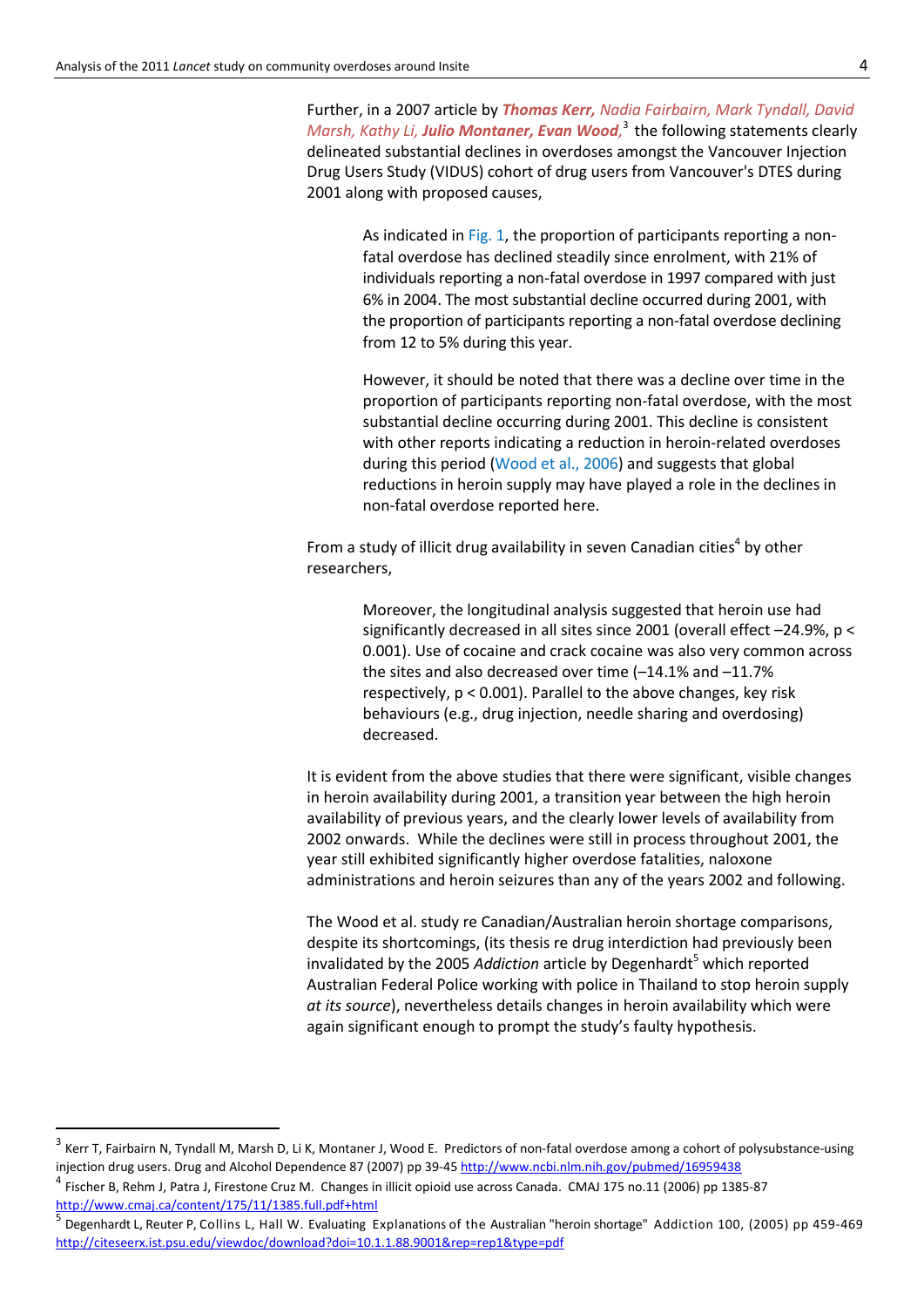Further, in a 2007 article by ***Thomas Kerr,*** *Nadia Fairbairn, Mark Tyndall, David Marsh, Kathy Li,* ***Julio Montaner, Evan Wood,***[3] the following statements clearly delineated substantial declines in overdoses amongst the Vancouver Injection Drug Users Study (VIDUS) cohort of drug users from Vancouver's DTES during 2001 along with proposed causes,

> As indicated in Fig. 1, the proportion of participants reporting a non-fatal overdose has declined steadily since enrolment, with 21% of individuals reporting a non-fatal overdose in 1997 compared with just 6% in 2004. The most substantial decline occurred during 2001, with the proportion of participants reporting a non-fatal overdose declining from 12 to 5% during this year.
>
> However, it should be noted that there was a decline over time in the proportion of participants reporting non-fatal overdose, with the most substantial decline occurring during 2001. This decline is consistent with other reports indicating a reduction in heroin-related overdoses during this period (Wood et al., 2006) and suggests that global reductions in heroin supply may have played a role in the declines in non-fatal overdose reported here.

From a study of illicit drug availability in seven Canadian cities[4] by other researchers,

> Moreover, the longitudinal analysis suggested that heroin use had significantly decreased in all sites since 2001 (overall effect –24.9%, $p < 0.001$). Use of cocaine and crack cocaine was also very common across the sites and also decreased over time (–14.1% and –11.7% respectively, $p < 0.001$). Parallel to the above changes, key risk behaviours (e.g., drug injection, needle sharing and overdosing) decreased.

It is evident from the above studies that there were significant, visible changes in heroin availability during 2001, a transition year between the high heroin availability of previous years, and the clearly lower levels of availability from 2002 onwards. While the declines were still in process throughout 2001, the year still exhibited significantly higher overdose fatalities, naloxone administrations and heroin seizures than any of the years 2002 and following.

The Wood et al. study re Canadian/Australian heroin shortage comparisons, despite its shortcomings, (its thesis re drug interdiction had previously been invalidated by the 2005 *Addiction* article by Degenhardt[5] which reported Australian Federal Police working with police in Thailand to stop heroin supply *at its source*), nevertheless details changes in heroin availability which were again significant enough to prompt the study's faulty hypothesis.

---

[3] Kerr T, Fairbairn N, Tyndall M, Marsh D, Li K, Montaner J, Wood E. Predictors of non-fatal overdose among a cohort of polysubstance-using injection drug users. Drug and Alcohol Dependence 87 (2007) pp 39-45 http://www.ncbi.nlm.nih.gov/pubmed/16959438

[4] Fischer B, Rehm J, Patra J, Firestone Cruz M. Changes in illicit opioid use across Canada. CMAJ 175 no.11 (2006) pp 1385-87 http://www.cmaj.ca/content/175/11/1385.full.pdf+html

[5] Degenhardt L, Reuter P, Collins L, Hall W. Evaluating Explanations of the Australian "heroin shortage" Addiction 100, (2005) pp 459-469 http://citeseerx.ist.psu.edu/viewdoc/download?doi=10.1.1.88.9001&rep=rep1&type=pdf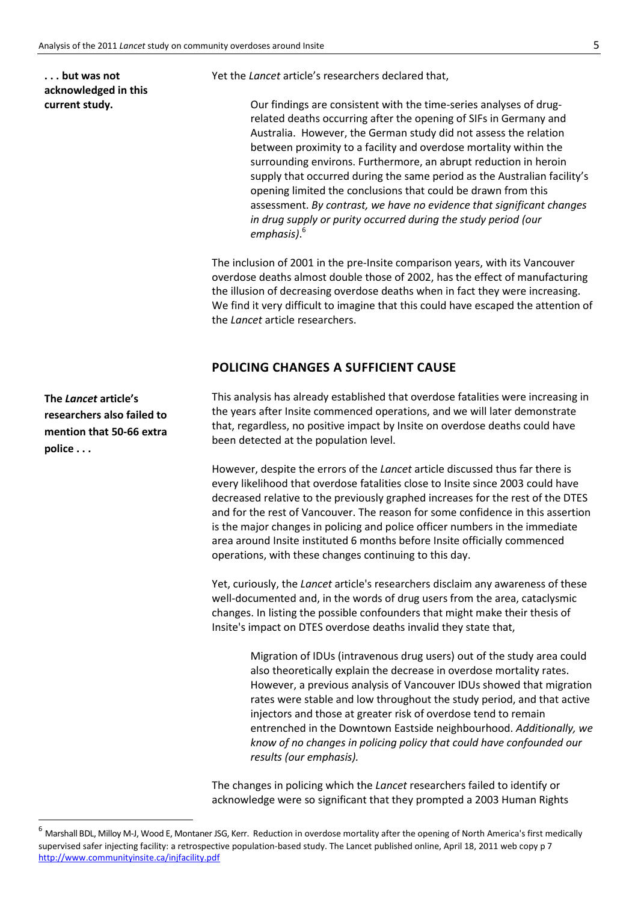**. . . but was not acknowledged in this current study.**

Yet the *Lancet* article's researchers declared that,

> Our findings are consistent with the time-series analyses of drug-related deaths occurring after the opening of SIFs in Germany and Australia. However, the German study did not assess the relation between proximity to a facility and overdose mortality within the surrounding environs. Furthermore, an abrupt reduction in heroin supply that occurred during the same period as the Australian facility's opening limited the conclusions that could be drawn from this assessment. *By contrast, we have no evidence that significant changes in drug supply or purity occurred during the study period (our emphasis).*[6]

The inclusion of 2001 in the pre-Insite comparison years, with its Vancouver overdose deaths almost double those of 2002, has the effect of manufacturing the illusion of decreasing overdose deaths when in fact they were increasing. We find it very difficult to imagine that this could have escaped the attention of the *Lancet* article researchers.

## POLICING CHANGES A SUFFICIENT CAUSE

**The *Lancet* article's researchers also failed to mention that 50-66 extra police . . .**

This analysis has already established that overdose fatalities were increasing in the years after Insite commenced operations, and we will later demonstrate that, regardless, no positive impact by Insite on overdose deaths could have been detected at the population level.

However, despite the errors of the *Lancet* article discussed thus far there is every likelihood that overdose fatalities close to Insite since 2003 could have decreased relative to the previously graphed increases for the rest of the DTES and for the rest of Vancouver. The reason for some confidence in this assertion is the major changes in policing and police officer numbers in the immediate area around Insite instituted 6 months before Insite officially commenced operations, with these changes continuing to this day.

Yet, curiously, the *Lancet* article's researchers disclaim any awareness of these well-documented and, in the words of drug users from the area, cataclysmic changes. In listing the possible confounders that might make their thesis of Insite's impact on DTES overdose deaths invalid they state that,

> Migration of IDUs (intravenous drug users) out of the study area could also theoretically explain the decrease in overdose mortality rates. However, a previous analysis of Vancouver IDUs showed that migration rates were stable and low throughout the study period, and that active injectors and those at greater risk of overdose tend to remain entrenched in the Downtown Eastside neighbourhood. *Additionally, we know of no changes in policing policy that could have confounded our results (our emphasis).*

The changes in policing which the *Lancet* researchers failed to identify or acknowledge were so significant that they prompted a 2003 Human Rights

---

[6] Marshall BDL, Milloy M-J, Wood E, Montaner JSG, Kerr. Reduction in overdose mortality after the opening of North America's first medically supervised safer injecting facility: a retrospective population-based study. The Lancet published online, April 18, 2011 web copy p 7 http://www.communityinsite.ca/injfacility.pdf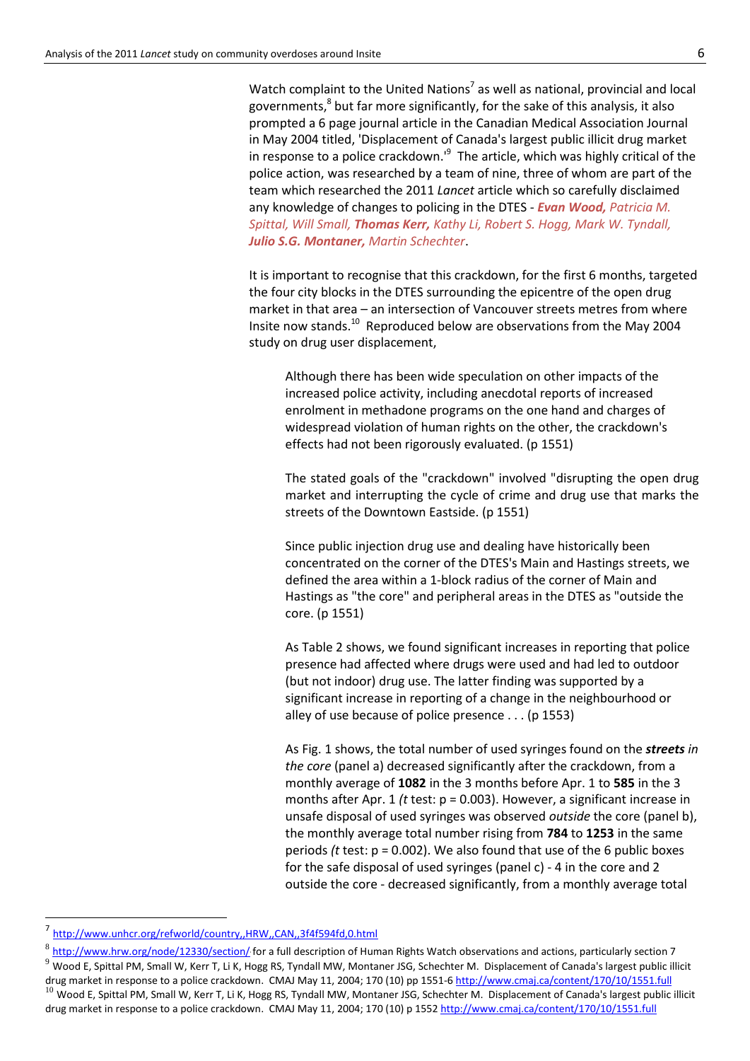Watch complaint to the United Nations[7] as well as national, provincial and local governments,[8] but far more significantly, for the sake of this analysis, it also prompted a 6 page journal article in the Canadian Medical Association Journal in May 2004 titled, 'Displacement of Canada's largest public illicit drug market in response to a police crackdown.'[9] The article, which was highly critical of the police action, was researched by a team of nine, three of whom are part of the team which researched the 2011 *Lancet* article which so carefully disclaimed any knowledge of changes to policing in the DTES - ***Evan Wood,*** *Patricia M. Spittal, Will Small,* ***Thomas Kerr,*** *Kathy Li, Robert S. Hogg, Mark W. Tyndall,* ***Julio S.G. Montaner,*** *Martin Schechter*.

It is important to recognise that this crackdown, for the first 6 months, targeted the four city blocks in the DTES surrounding the epicentre of the open drug market in that area – an intersection of Vancouver streets metres from where Insite now stands.[10] Reproduced below are observations from the May 2004 study on drug user displacement,

> Although there has been wide speculation on other impacts of the increased police activity, including anecdotal reports of increased enrolment in methadone programs on the one hand and charges of widespread violation of human rights on the other, the crackdown's effects had not been rigorously evaluated. (p 1551)
>
> The stated goals of the "crackdown" involved "disrupting the open drug market and interrupting the cycle of crime and drug use that marks the streets of the Downtown Eastside. (p 1551)
>
> Since public injection drug use and dealing have historically been concentrated on the corner of the DTES's Main and Hastings streets, we defined the area within a 1-block radius of the corner of Main and Hastings as "the core" and peripheral areas in the DTES as "outside the core. (p 1551)
>
> As Table 2 shows, we found significant increases in reporting that police presence had affected where drugs were used and had led to outdoor (but not indoor) drug use. The latter finding was supported by a significant increase in reporting of a change in the neighbourhood or alley of use because of police presence . . . (p 1553)
>
> As Fig. 1 shows, the total number of used syringes found on the ***streets*** *in the core* (panel a) decreased significantly after the crackdown, from a monthly average of **1082** in the 3 months before Apr. 1 to **585** in the 3 months after Apr. 1 (*t* test: $p = 0.003$). However, a significant increase in unsafe disposal of used syringes was observed *outside* the core (panel b), the monthly average total number rising from **784** to **1253** in the same periods (*t* test: $p = 0.002$). We also found that use of the 6 public boxes for the safe disposal of used syringes (panel c) - 4 in the core and 2 outside the core - decreased significantly, from a monthly average total

[7] http://www.unhcr.org/refworld/country,,HRW,,CAN,,3f4f594fd,0.html

[8] http://www.hrw.org/node/12330/section/ for a full description of Human Rights Watch observations and actions, particularly section 7

[9] Wood E, Spittal PM, Small W, Kerr T, Li K, Hogg RS, Tyndall MW, Montaner JSG, Schechter M. Displacement of Canada's largest public illicit drug market in response to a police crackdown. CMAJ May 11, 2004; 170 (10) pp 1551-6 http://www.cmaj.ca/content/170/10/1551.full

[10] Wood E, Spittal PM, Small W, Kerr T, Li K, Hogg RS, Tyndall MW, Montaner JSG, Schechter M. Displacement of Canada's largest public illicit drug market in response to a police crackdown. CMAJ May 11, 2004; 170 (10) p 1552 http://www.cmaj.ca/content/170/10/1551.full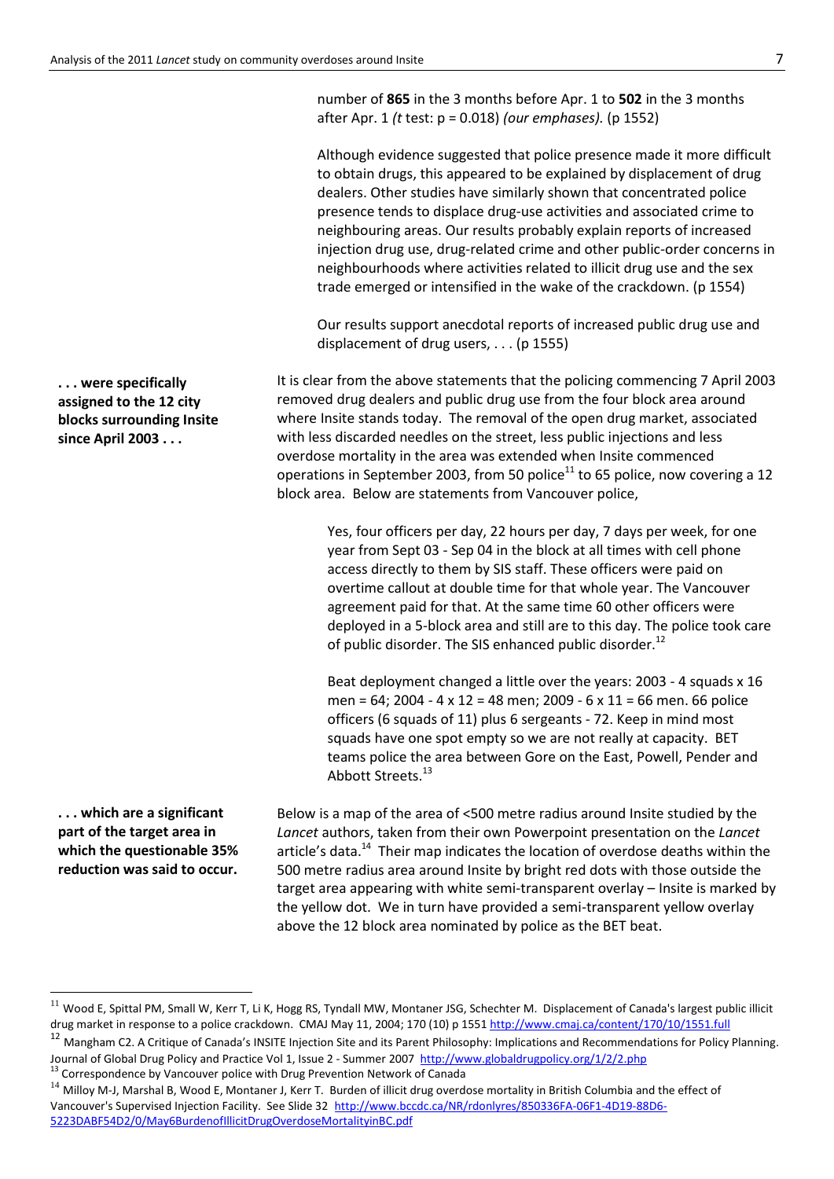number of **865** in the 3 months before Apr. 1 to **502** in the 3 months after Apr. 1 *(t* test: p = 0.018) *(our emphases).* (p 1552)

> Although evidence suggested that police presence made it more difficult to obtain drugs, this appeared to be explained by displacement of drug dealers. Other studies have similarly shown that concentrated police presence tends to displace drug-use activities and associated crime to neighbouring areas. Our results probably explain reports of increased injection drug use, drug-related crime and other public-order concerns in neighbourhoods where activities related to illicit drug use and the sex trade emerged or intensified in the wake of the crackdown. (p 1554)

> Our results support anecdotal reports of increased public drug use and displacement of drug users, . . . (p 1555)

**. . . were specifically assigned to the 12 city blocks surrounding Insite since April 2003 . . .**

It is clear from the above statements that the policing commencing 7 April 2003 removed drug dealers and public drug use from the four block area around where Insite stands today. The removal of the open drug market, associated with less discarded needles on the street, less public injections and less overdose mortality in the area was extended when Insite commenced operations in September 2003, from 50 police[11] to 65 police, now covering a 12 block area. Below are statements from Vancouver police,

> Yes, four officers per day, 22 hours per day, 7 days per week, for one year from Sept 03 - Sep 04 in the block at all times with cell phone access directly to them by SIS staff. These officers were paid on overtime callout at double time for that whole year. The Vancouver agreement paid for that. At the same time 60 other officers were deployed in a 5-block area and still are to this day. The police took care of public disorder. The SIS enhanced public disorder.[12]

> Beat deployment changed a little over the years: 2003 - 4 squads x 16 men = 64; 2004 - 4 x 12 = 48 men; 2009 - 6 x 11 = 66 men. 66 police officers (6 squads of 11) plus 6 sergeants - 72. Keep in mind most squads have one spot empty so we are not really at capacity. BET teams police the area between Gore on the East, Powell, Pender and Abbott Streets.[13]

**. . . which are a significant part of the target area in which the questionable 35% reduction was said to occur.**

Below is a map of the area of <500 metre radius around Insite studied by the *Lancet* authors, taken from their own Powerpoint presentation on the *Lancet* article's data.[14] Their map indicates the location of overdose deaths within the 500 metre radius area around Insite by bright red dots with those outside the target area appearing with white semi-transparent overlay – Insite is marked by the yellow dot. We in turn have provided a semi-transparent yellow overlay above the 12 block area nominated by police as the BET beat.

---

[11] Wood E, Spittal PM, Small W, Kerr T, Li K, Hogg RS, Tyndall MW, Montaner JSG, Schechter M. Displacement of Canada's largest public illicit drug market in response to a police crackdown. CMAJ May 11, 2004; 170 (10) p 1551 http://www.cmaj.ca/content/170/10/1551.full

[12] Mangham C2. A Critique of Canada's INSITE Injection Site and its Parent Philosophy: Implications and Recommendations for Policy Planning. Journal of Global Drug Policy and Practice Vol 1, Issue 2 - Summer 2007 http://www.globaldrugpolicy.org/1/2/2.php

[13] Correspondence by Vancouver police with Drug Prevention Network of Canada

[14] Milloy M-J, Marshal B, Wood E, Montaner J, Kerr T. Burden of illicit drug overdose mortality in British Columbia and the effect of Vancouver's Supervised Injection Facility. See Slide 32 http://www.bccdc.ca/NR/rdonlyres/850336FA-06F1-4D19-88D6-5223DABF54D2/0/May6BurdenofIllicitDrugOverdoseMortalityinBC.pdf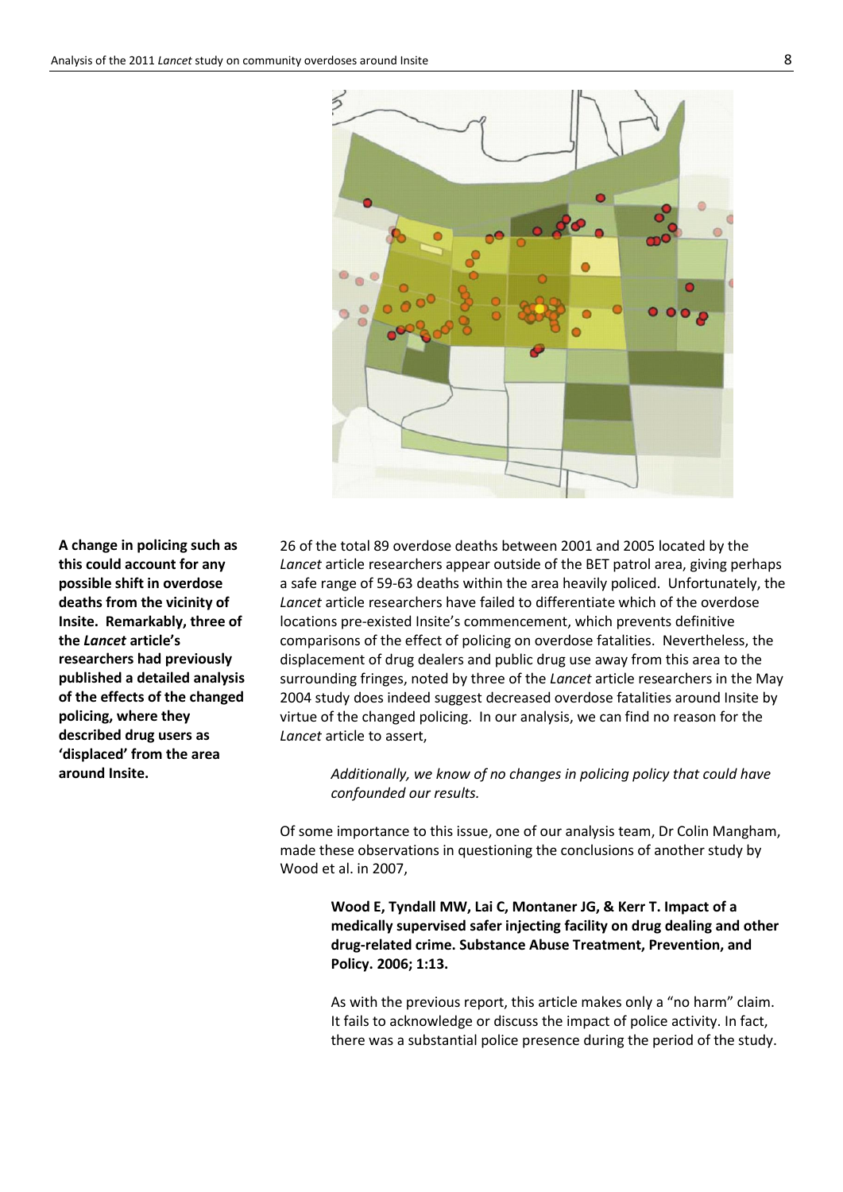**A change in policing such as this could account for any possible shift in overdose deaths from the vicinity of Insite. Remarkably, three of the *Lancet* article's researchers had previously published a detailed analysis of the effects of the changed policing, where they described drug users as 'displaced' from the area around Insite.**

26 of the total 89 overdose deaths between 2001 and 2005 located by the *Lancet* article researchers appear outside of the BET patrol area, giving perhaps a safe range of 59-63 deaths within the area heavily policed. Unfortunately, the *Lancet* article researchers have failed to differentiate which of the overdose locations pre-existed Insite's commencement, which prevents definitive comparisons of the effect of policing on overdose fatalities. Nevertheless, the displacement of drug dealers and public drug use away from this area to the surrounding fringes, noted by three of the *Lancet* article researchers in the May 2004 study does indeed suggest decreased overdose fatalities around Insite by virtue of the changed policing. In our analysis, we can find no reason for the *Lancet* article to assert,

> *Additionally, we know of no changes in policing policy that could have confounded our results.*

Of some importance to this issue, one of our analysis team, Dr Colin Mangham, made these observations in questioning the conclusions of another study by Wood et al. in 2007,

> **Wood E, Tyndall MW, Lai C, Montaner JG, & Kerr T. Impact of a medically supervised safer injecting facility on drug dealing and other drug-related crime. Substance Abuse Treatment, Prevention, and Policy. 2006; 1:13.**
>
> As with the previous report, this article makes only a "no harm" claim. It fails to acknowledge or discuss the impact of police activity. In fact, there was a substantial police presence during the period of the study.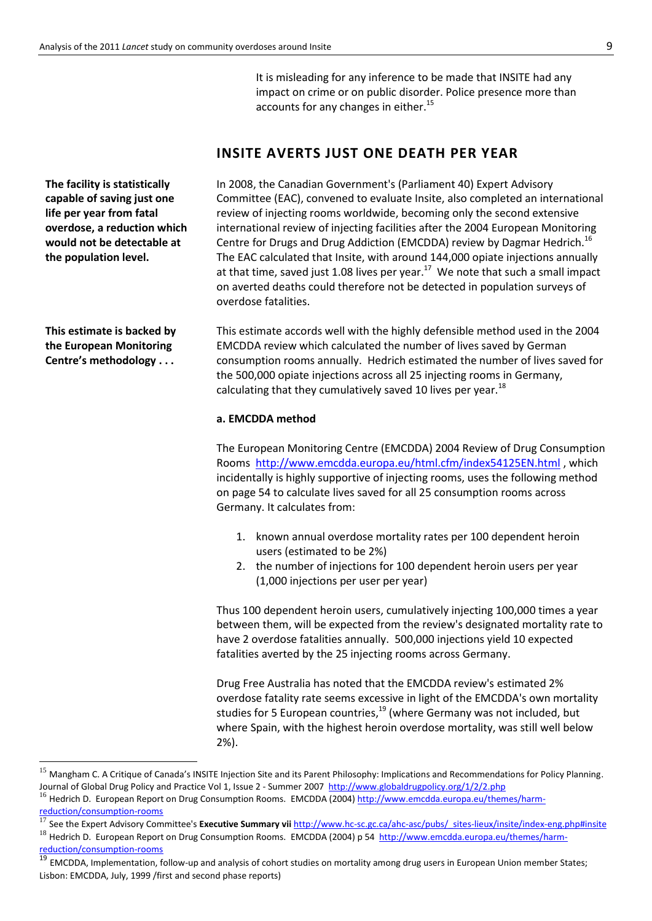It is misleading for any inference to be made that INSITE had any impact on crime or on public disorder. Police presence more than accounts for any changes in either.[15]

## INSITE AVERTS JUST ONE DEATH PER YEAR

**The facility is statistically capable of saving just one life per year from fatal overdose, a reduction which would not be detectable at the population level.**

In 2008, the Canadian Government's (Parliament 40) Expert Advisory Committee (EAC), convened to evaluate Insite, also completed an international review of injecting rooms worldwide, becoming only the second extensive international review of injecting facilities after the 2004 European Monitoring Centre for Drugs and Drug Addiction (EMCDDA) review by Dagmar Hedrich.[16] The EAC calculated that Insite, with around 144,000 opiate injections annually at that time, saved just 1.08 lives per year.[17] We note that such a small impact on averted deaths could therefore not be detected in population surveys of overdose fatalities.

**This estimate is backed by the European Monitoring Centre's methodology . . .**

This estimate accords well with the highly defensible method used in the 2004 EMCDDA review which calculated the number of lives saved by German consumption rooms annually. Hedrich estimated the number of lives saved for the 500,000 opiate injections across all 25 injecting rooms in Germany, calculating that they cumulatively saved 10 lives per year.[18]

**a. EMCDDA method**

The European Monitoring Centre (EMCDDA) 2004 Review of Drug Consumption Rooms http://www.emcdda.europa.eu/html.cfm/index54125EN.html , which incidentally is highly supportive of injecting rooms, uses the following method on page 54 to calculate lives saved for all 25 consumption rooms across Germany. It calculates from:

1. known annual overdose mortality rates per 100 dependent heroin users (estimated to be 2%)
2. the number of injections for 100 dependent heroin users per year (1,000 injections per user per year)

Thus 100 dependent heroin users, cumulatively injecting 100,000 times a year between them, will be expected from the review's designated mortality rate to have 2 overdose fatalities annually. 500,000 injections yield 10 expected fatalities averted by the 25 injecting rooms across Germany.

Drug Free Australia has noted that the EMCDDA review's estimated 2% overdose fatality rate seems excessive in light of the EMCDDA's own mortality studies for 5 European countries,[19] (where Germany was not included, but where Spain, with the highest heroin overdose mortality, was still well below 2%).

---

[15] Mangham C. A Critique of Canada's INSITE Injection Site and its Parent Philosophy: Implications and Recommendations for Policy Planning. Journal of Global Drug Policy and Practice Vol 1, Issue 2 - Summer 2007 http://www.globaldrugpolicy.org/1/2/2.php

[16] Hedrich D. European Report on Drug Consumption Rooms. EMCDDA (2004) http://www.emcdda.europa.eu/themes/harm-reduction/consumption-rooms

[17] See the Expert Advisory Committee's **Executive Summary vii** http://www.hc-sc.gc.ca/ahc-asc/pubs/_sites-lieux/insite/index-eng.php#insite

[18] Hedrich D. European Report on Drug Consumption Rooms. EMCDDA (2004) p 54 http://www.emcdda.europa.eu/themes/harm-reduction/consumption-rooms

[19] EMCDDA, Implementation, follow-up and analysis of cohort studies on mortality among drug users in European Union member States; Lisbon: EMCDDA, July, 1999 /first and second phase reports)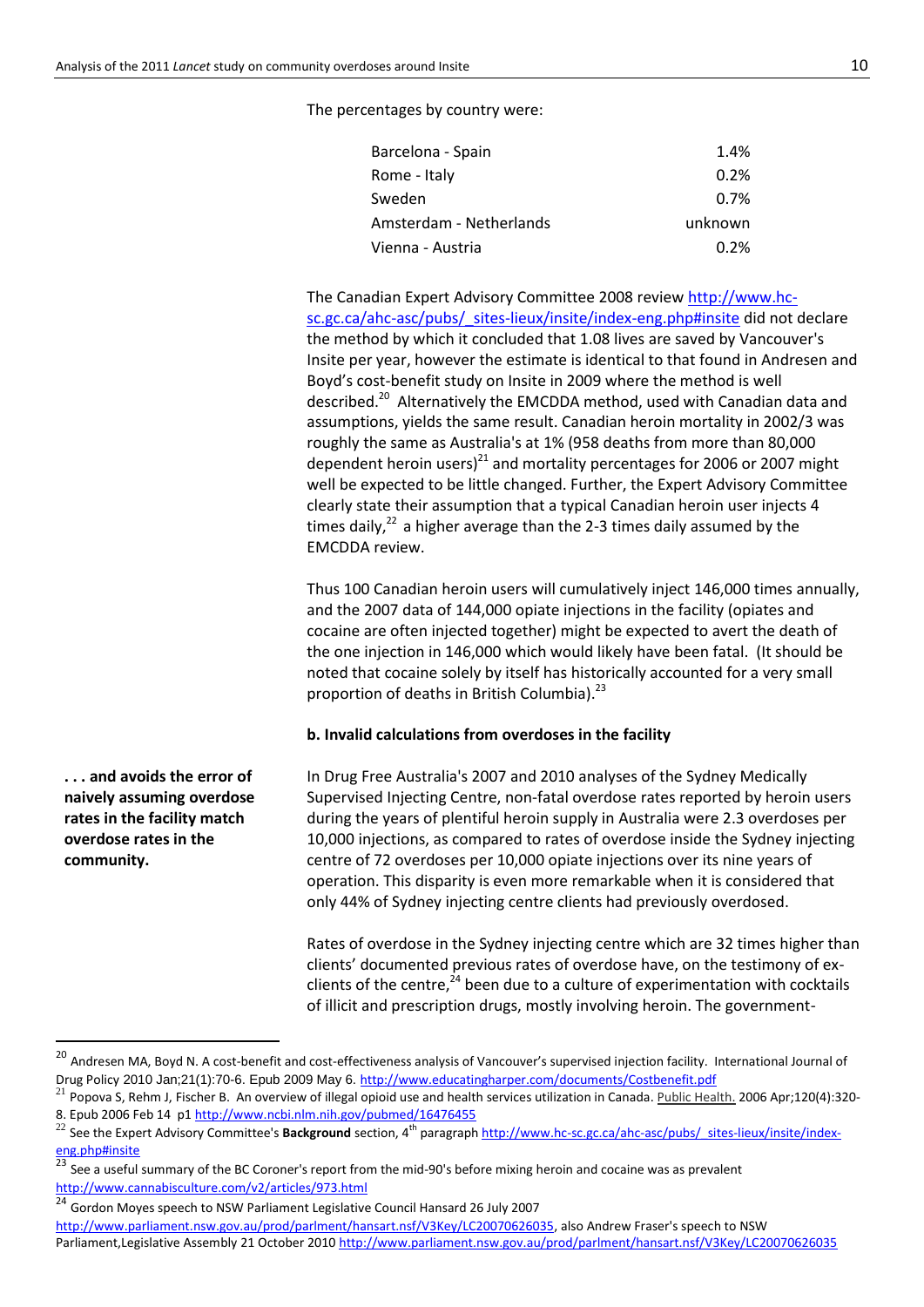The percentages by country were:

| | |
|---|---|
| Barcelona - Spain | 1.4% |
| Rome - Italy | 0.2% |
| Sweden | 0.7% |
| Amsterdam - Netherlands | unknown |
| Vienna - Austria | 0.2% |

The Canadian Expert Advisory Committee 2008 review http://www.hc-sc.gc.ca/ahc-asc/pubs/_sites-lieux/insite/index-eng.php#insite did not declare the method by which it concluded that 1.08 lives are saved by Vancouver's Insite per year, however the estimate is identical to that found in Andresen and Boyd's cost-benefit study on Insite in 2009 where the method is well described.[20] Alternatively the EMCDDA method, used with Canadian data and assumptions, yields the same result. Canadian heroin mortality in 2002/3 was roughly the same as Australia's at 1% (958 deaths from more than 80,000 dependent heroin users)[21] and mortality percentages for 2006 or 2007 might well be expected to be little changed. Further, the Expert Advisory Committee clearly state their assumption that a typical Canadian heroin user injects 4 times daily,[22] a higher average than the 2-3 times daily assumed by the EMCDDA review.

Thus 100 Canadian heroin users will cumulatively inject 146,000 times annually, and the 2007 data of 144,000 opiate injections in the facility (opiates and cocaine are often injected together) might be expected to avert the death of the one injection in 146,000 which would likely have been fatal. (It should be noted that cocaine solely by itself has historically accounted for a very small proportion of deaths in British Columbia).[23]

**b. Invalid calculations from overdoses in the facility**

**. . . and avoids the error of naively assuming overdose rates in the facility match overdose rates in the community.**

In Drug Free Australia's 2007 and 2010 analyses of the Sydney Medically Supervised Injecting Centre, non-fatal overdose rates reported by heroin users during the years of plentiful heroin supply in Australia were 2.3 overdoses per 10,000 injections, as compared to rates of overdose inside the Sydney injecting centre of 72 overdoses per 10,000 opiate injections over its nine years of operation. This disparity is even more remarkable when it is considered that only 44% of Sydney injecting centre clients had previously overdosed.

Rates of overdose in the Sydney injecting centre which are 32 times higher than clients' documented previous rates of overdose have, on the testimony of ex-clients of the centre,[24] been due to a culture of experimentation with cocktails of illicit and prescription drugs, mostly involving heroin. The government-

---

[20] Andresen MA, Boyd N. A cost-benefit and cost-effectiveness analysis of Vancouver's supervised injection facility. International Journal of Drug Policy 2010 Jan;21(1):70-6. Epub 2009 May 6. http://www.educatingharper.com/documents/Costbenefit.pdf

[21] Popova S, Rehm J, Fischer B. An overview of illegal opioid use and health services utilization in Canada. Public Health. 2006 Apr;120(4):320-8. Epub 2006 Feb 14 p1 http://www.ncbi.nlm.nih.gov/pubmed/16476455

[22] See the Expert Advisory Committee's **Background** section, 4th paragraph http://www.hc-sc.gc.ca/ahc-asc/pubs/_sites-lieux/insite/index-eng.php#insite

[23] See a useful summary of the BC Coroner's report from the mid-90's before mixing heroin and cocaine was as prevalent http://www.cannabisculture.com/v2/articles/973.html

[24] Gordon Moyes speech to NSW Parliament Legislative Council Hansard 26 July 2007 http://www.parliament.nsw.gov.au/prod/parlment/hansart.nsf/V3Key/LC20070626035, also Andrew Fraser's speech to NSW Parliament,Legislative Assembly 21 October 2010 http://www.parliament.nsw.gov.au/prod/parlment/hansart.nsf/V3Key/LC20070626035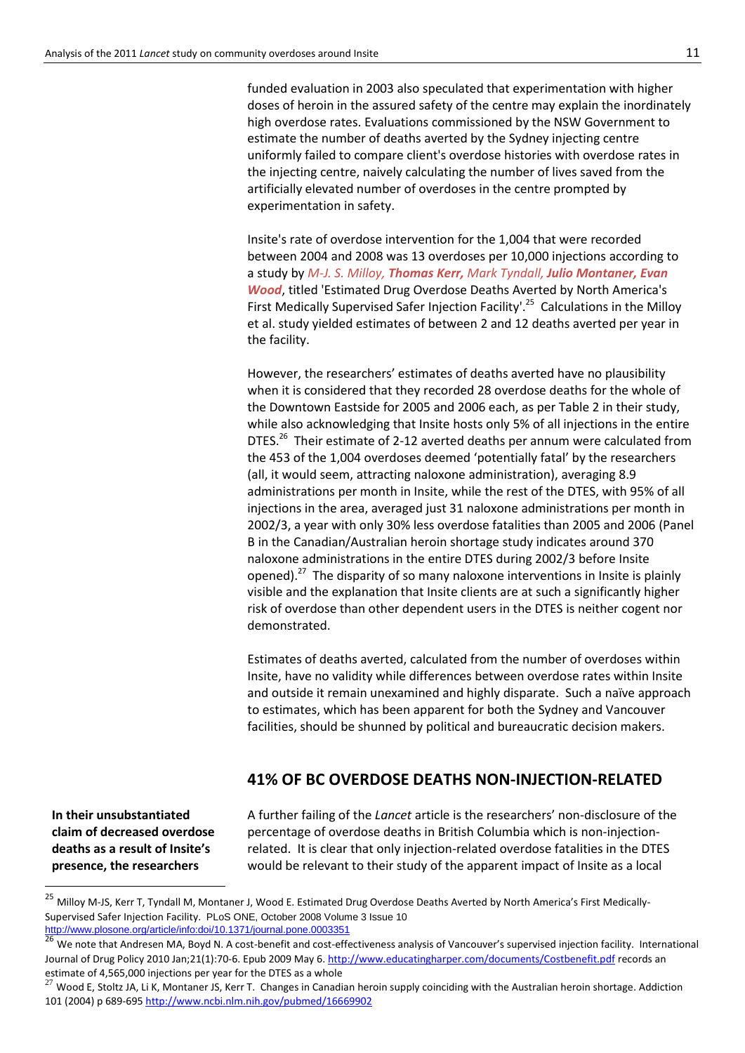funded evaluation in 2003 also speculated that experimentation with higher doses of heroin in the assured safety of the centre may explain the inordinately high overdose rates. Evaluations commissioned by the NSW Government to estimate the number of deaths averted by the Sydney injecting centre uniformly failed to compare client's overdose histories with overdose rates in the injecting centre, naively calculating the number of lives saved from the artificially elevated number of overdoses in the centre prompted by experimentation in safety.

Insite's rate of overdose intervention for the 1,004 that were recorded between 2004 and 2008 was 13 overdoses per 10,000 injections according to a study by *M-J. S. Milloy, **Thomas Kerr,** Mark Tyndall, **Julio Montaner, Evan Wood***, titled 'Estimated Drug Overdose Deaths Averted by North America's First Medically Supervised Safer Injection Facility'.[25] Calculations in the Milloy et al. study yielded estimates of between 2 and 12 deaths averted per year in the facility.

However, the researchers' estimates of deaths averted have no plausibility when it is considered that they recorded 28 overdose deaths for the whole of the Downtown Eastside for 2005 and 2006 each, as per Table 2 in their study, while also acknowledging that Insite hosts only 5% of all injections in the entire DTES.[26] Their estimate of 2-12 averted deaths per annum were calculated from the 453 of the 1,004 overdoses deemed 'potentially fatal' by the researchers (all, it would seem, attracting naloxone administration), averaging 8.9 administrations per month in Insite, while the rest of the DTES, with 95% of all injections in the area, averaged just 31 naloxone administrations per month in 2002/3, a year with only 30% less overdose fatalities than 2005 and 2006 (Panel B in the Canadian/Australian heroin shortage study indicates around 370 naloxone administrations in the entire DTES during 2002/3 before Insite opened).[27] The disparity of so many naloxone interventions in Insite is plainly visible and the explanation that Insite clients are at such a significantly higher risk of overdose than other dependent users in the DTES is neither cogent nor demonstrated.

Estimates of deaths averted, calculated from the number of overdoses within Insite, have no validity while differences between overdose rates within Insite and outside it remain unexamined and highly disparate. Such a naïve approach to estimates, which has been apparent for both the Sydney and Vancouver facilities, should be shunned by political and bureaucratic decision makers.

## 41% OF BC OVERDOSE DEATHS NON-INJECTION-RELATED

**In their unsubstantiated claim of decreased overdose deaths as a result of Insite's presence, the researchers**

A further failing of the *Lancet* article is the researchers' non-disclosure of the percentage of overdose deaths in British Columbia which is non-injection-related. It is clear that only injection-related overdose fatalities in the DTES would be relevant to their study of the apparent impact of Insite as a local

---

[25] Milloy M-JS, Kerr T, Tyndall M, Montaner J, Wood E. Estimated Drug Overdose Deaths Averted by North America's First Medically-Supervised Safer Injection Facility. PLoS ONE, October 2008 Volume 3 Issue 10 http://www.plosone.org/article/info:doi/10.1371/journal.pone.0003351

[26] We note that Andresen MA, Boyd N. A cost-benefit and cost-effectiveness analysis of Vancouver's supervised injection facility. International Journal of Drug Policy 2010 Jan;21(1):70-6. Epub 2009 May 6. http://www.educatingharper.com/documents/Costbenefit.pdf records an estimate of 4,565,000 injections per year for the DTES as a whole

[27] Wood E, Stoltz JA, Li K, Montaner JS, Kerr T. Changes in Canadian heroin supply coinciding with the Australian heroin shortage. Addiction 101 (2004) p 689-695 http://www.ncbi.nlm.nih.gov/pubmed/16669902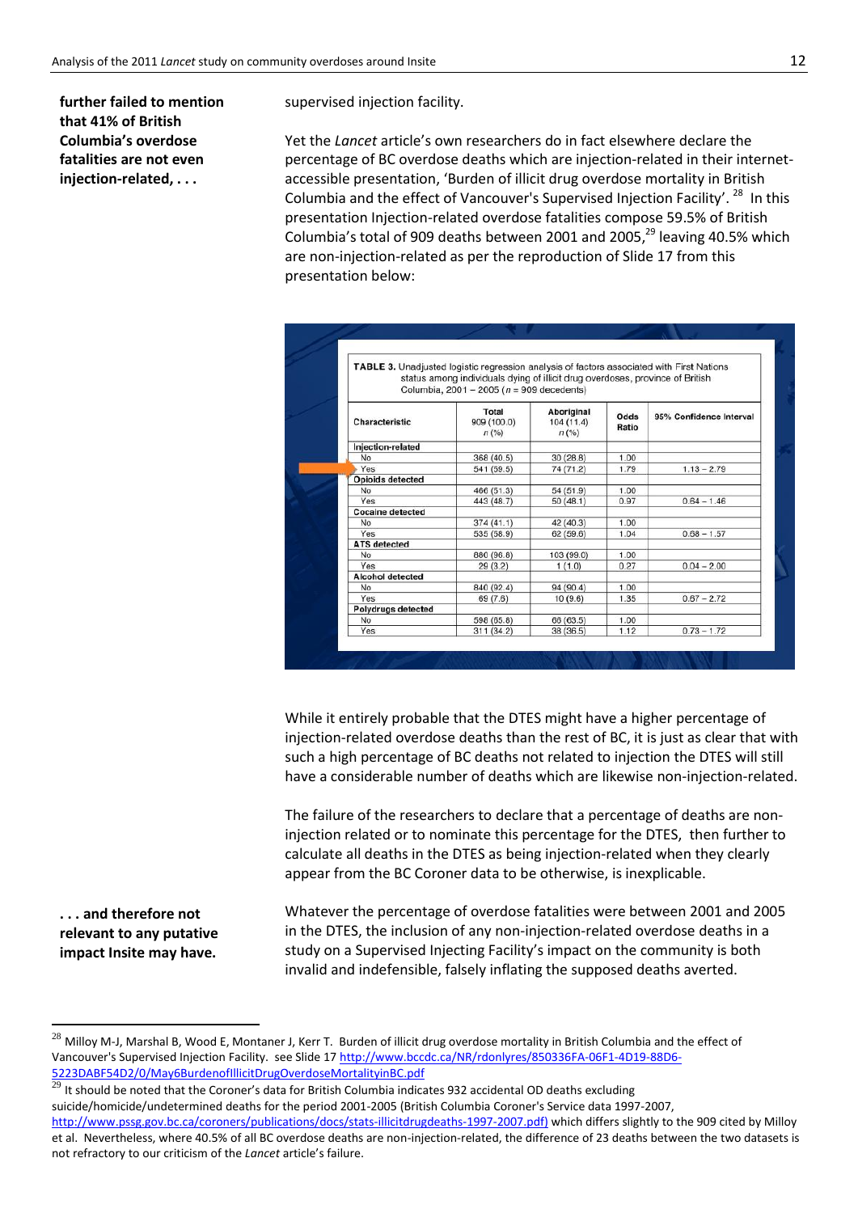**further failed to mention that 41% of British Columbia's overdose fatalities are not even injection-related, . . .**

supervised injection facility.

Yet the *Lancet* article's own researchers do in fact elsewhere declare the percentage of BC overdose deaths which are injection-related in their internet-accessible presentation, 'Burden of illicit drug overdose mortality in British Columbia and the effect of Vancouver's Supervised Injection Facility'.[28] In this presentation Injection-related overdose fatalities compose 59.5% of British Columbia's total of 909 deaths between 2001 and 2005,[29] leaving 40.5% which are non-injection-related as per the reproduction of Slide 17 from this presentation below:

**TABLE 3.** Unadjusted logistic regression analysis of factors associated with First Nations status among individuals dying of illicit drug overdoses, province of British Columbia, 2001 – 2005 ($n$ = 909 decedents)

| Characteristic | Total 909 (100.0) $n$ (%) | Aboriginal 104 (11.4) $n$ (%) | Odds Ratio | 95% Confidence Interval |
|---|---|---|---|---|
| **Injection-related** | | | | |
| No | 368 (40.5) | 30 (28.8) | 1.00 | |
| Yes | 541 (59.5) | 74 (71.2) | 1.79 | 1.13 – 2.79 |
| **Opioids detected** | | | | |
| No | 466 (51.3) | 54 (51.9) | 1.00 | |
| Yes | 443 (48.7) | 50 (48.1) | 0.97 | 0.64 – 1.46 |
| **Cocaine detected** | | | | |
| No | 374 (41.1) | 42 (40.3) | 1.00 | |
| Yes | 535 (58.9) | 62 (59.6) | 1.04 | 0.68 – 1.57 |
| **ATS detected** | | | | |
| No | 880 (96.8) | 103 (99.0) | 1.00 | |
| Yes | 29 (3.2) | 1 (1.0) | 0.27 | 0.04 – 2.00 |
| **Alcohol detected** | | | | |
| No | 840 (92.4) | 94 (90.4) | 1.00 | |
| Yes | 69 (7.6) | 10 (9.6) | 1.35 | 0.67 – 2.72 |
| **Polydrugs detected** | | | | |
| No | 598 (65.8) | 66 (63.5) | 1.00 | |
| Yes | 311 (34.2) | 38 (36.5) | 1.12 | 0.73 – 1.72 |

While it entirely probable that the DTES might have a higher percentage of injection-related overdose deaths than the rest of BC, it is just as clear that with such a high percentage of BC deaths not related to injection the DTES will still have a considerable number of deaths which are likewise non-injection-related.

The failure of the researchers to declare that a percentage of deaths are non-injection related or to nominate this percentage for the DTES, then further to calculate all deaths in the DTES as being injection-related when they clearly appear from the BC Coroner data to be otherwise, is inexplicable.

**. . . and therefore not relevant to any putative impact Insite may have.**

Whatever the percentage of overdose fatalities were between 2001 and 2005 in the DTES, the inclusion of any non-injection-related overdose deaths in a study on a Supervised Injecting Facility's impact on the community is both invalid and indefensible, falsely inflating the supposed deaths averted.

---

[28] Milloy M-J, Marshal B, Wood E, Montaner J, Kerr T. Burden of illicit drug overdose mortality in British Columbia and the effect of Vancouver's Supervised Injection Facility. see Slide 17 http://www.bccdc.ca/NR/rdonlyres/850336FA-06F1-4D19-88D6-5223DABF54D2/0/May6BurdenofIllicitDrugOverdoseMortalityinBC.pdf

[29] It should be noted that the Coroner's data for British Columbia indicates 932 accidental OD deaths excluding suicide/homicide/undetermined deaths for the period 2001-2005 (British Columbia Coroner's Service data 1997-2007, http://www.pssg.gov.bc.ca/coroners/publications/docs/stats-illicitdrugdeaths-1997-2007.pdf) which differs slightly to the 909 cited by Milloy et al. Nevertheless, where 40.5% of all BC overdose deaths are non-injection-related, the difference of 23 deaths between the two datasets is not refractory to our criticism of the *Lancet* article's failure.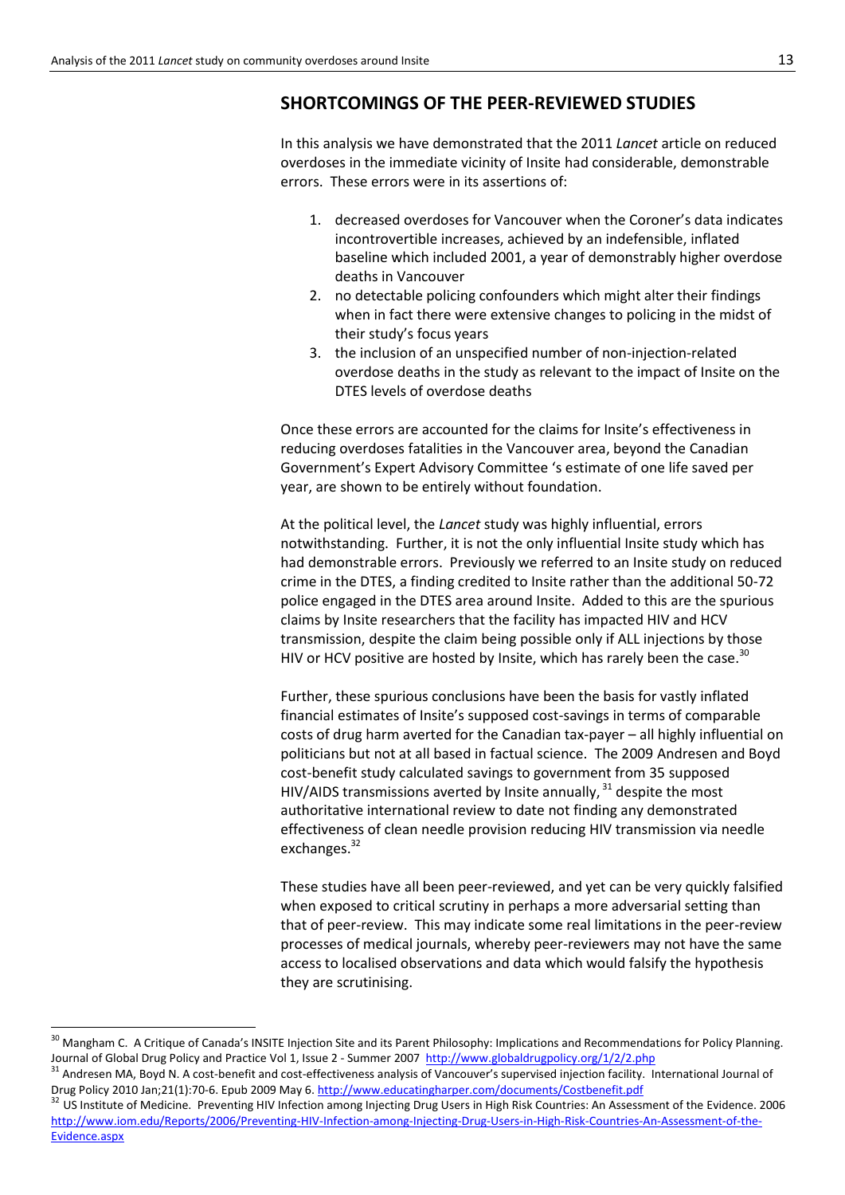## SHORTCOMINGS OF THE PEER-REVIEWED STUDIES

In this analysis we have demonstrated that the 2011 *Lancet* article on reduced overdoses in the immediate vicinity of Insite had considerable, demonstrable errors. These errors were in its assertions of:

1. decreased overdoses for Vancouver when the Coroner's data indicates incontrovertible increases, achieved by an indefensible, inflated baseline which included 2001, a year of demonstrably higher overdose deaths in Vancouver
2. no detectable policing confounders which might alter their findings when in fact there were extensive changes to policing in the midst of their study's focus years
3. the inclusion of an unspecified number of non-injection-related overdose deaths in the study as relevant to the impact of Insite on the DTES levels of overdose deaths

Once these errors are accounted for the claims for Insite's effectiveness in reducing overdoses fatalities in the Vancouver area, beyond the Canadian Government's Expert Advisory Committee 's estimate of one life saved per year, are shown to be entirely without foundation.

At the political level, the *Lancet* study was highly influential, errors notwithstanding. Further, it is not the only influential Insite study which has had demonstrable errors. Previously we referred to an Insite study on reduced crime in the DTES, a finding credited to Insite rather than the additional 50-72 police engaged in the DTES area around Insite. Added to this are the spurious claims by Insite researchers that the facility has impacted HIV and HCV transmission, despite the claim being possible only if ALL injections by those HIV or HCV positive are hosted by Insite, which has rarely been the case.[30]

Further, these spurious conclusions have been the basis for vastly inflated financial estimates of Insite's supposed cost-savings in terms of comparable costs of drug harm averted for the Canadian tax-payer – all highly influential on politicians but not at all based in factual science. The 2009 Andresen and Boyd cost-benefit study calculated savings to government from 35 supposed HIV/AIDS transmissions averted by Insite annually, [31] despite the most authoritative international review to date not finding any demonstrated effectiveness of clean needle provision reducing HIV transmission via needle exchanges.[32]

These studies have all been peer-reviewed, and yet can be very quickly falsified when exposed to critical scrutiny in perhaps a more adversarial setting than that of peer-review. This may indicate some real limitations in the peer-review processes of medical journals, whereby peer-reviewers may not have the same access to localised observations and data which would falsify the hypothesis they are scrutinising.

---

[30] Mangham C. A Critique of Canada's INSITE Injection Site and its Parent Philosophy: Implications and Recommendations for Policy Planning. Journal of Global Drug Policy and Practice Vol 1, Issue 2 - Summer 2007 http://www.globaldrugpolicy.org/1/2/2.php

[31] Andresen MA, Boyd N. A cost-benefit and cost-effectiveness analysis of Vancouver's supervised injection facility. International Journal of Drug Policy 2010 Jan;21(1):70-6. Epub 2009 May 6. http://www.educatingharper.com/documents/Costbenefit.pdf

[32] US Institute of Medicine. Preventing HIV Infection among Injecting Drug Users in High Risk Countries: An Assessment of the Evidence. 2006 http://www.iom.edu/Reports/2006/Preventing-HIV-Infection-among-Injecting-Drug-Users-in-High-Risk-Countries-An-Assessment-of-the-Evidence.aspx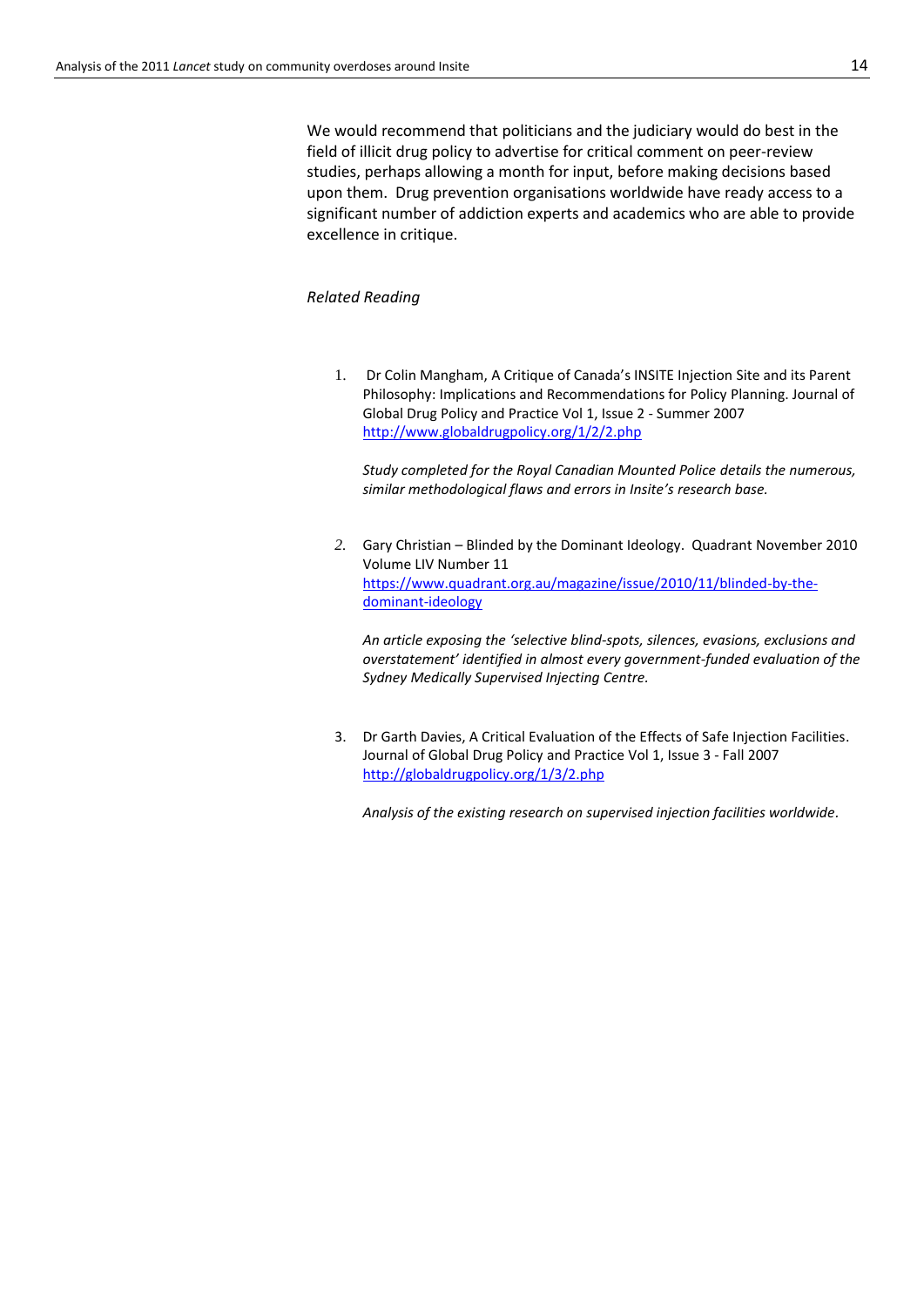We would recommend that politicians and the judiciary would do best in the field of illicit drug policy to advertise for critical comment on peer-review studies, perhaps allowing a month for input, before making decisions based upon them. Drug prevention organisations worldwide have ready access to a significant number of addiction experts and academics who are able to provide excellence in critique.

*Related Reading*

1. Dr Colin Mangham, A Critique of Canada's INSITE Injection Site and its Parent Philosophy: Implications and Recommendations for Policy Planning. Journal of Global Drug Policy and Practice Vol 1, Issue 2 - Summer 2007 [http://www.globaldrugpolicy.org/1/2/2.php](http://www.globaldrugpolicy.org/1/2/2.php)

   *Study completed for the Royal Canadian Mounted Police details the numerous, similar methodological flaws and errors in Insite's research base.*

2. Gary Christian – Blinded by the Dominant Ideology. Quadrant November 2010 Volume LIV Number 11 [https://www.quadrant.org.au/magazine/issue/2010/11/blinded-by-the-dominant-ideology](https://www.quadrant.org.au/magazine/issue/2010/11/blinded-by-the-dominant-ideology)

   *An article exposing the 'selective blind-spots, silences, evasions, exclusions and overstatement' identified in almost every government-funded evaluation of the Sydney Medically Supervised Injecting Centre.*

3. Dr Garth Davies, A Critical Evaluation of the Effects of Safe Injection Facilities. Journal of Global Drug Policy and Practice Vol 1, Issue 3 - Fall 2007 [http://globaldrugpolicy.org/1/3/2.php](http://globaldrugpolicy.org/1/3/2.php)

   *Analysis of the existing research on supervised injection facilities worldwide*.